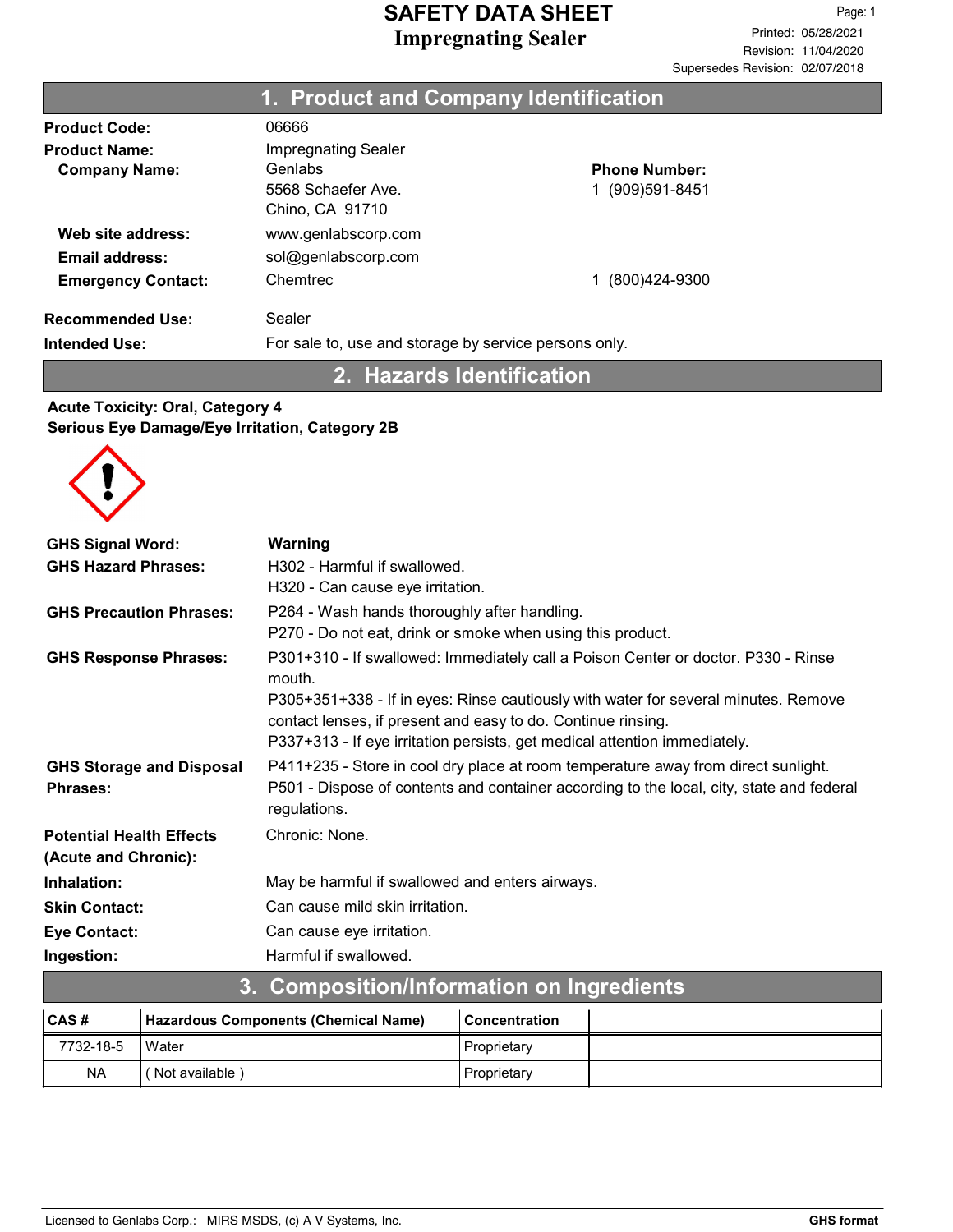# SAFETY DATA SHEET
## Impregnating Sealer

Page: 1
Printed: 05/28/2021
Revision: 11/04/2020
Supersedes Revision: 02/07/2018

## 1. Product and Company Identification

**Product Code:** 06666

**Product Name:** Impregnating Sealer

**Company Name:** Genlabs
5568 Schaefer Ave.
Chino, CA 91710

**Phone Number:** 1 (909)591-8451

**Web site address:** www.genlabscorp.com

**Email address:** sol@genlabscorp.com

**Emergency Contact:** Chemtrec 1 (800)424-9300

**Recommended Use:** Sealer

**Intended Use:** For sale to, use and storage by service persons only.

## 2. Hazards Identification

**Acute Toxicity: Oral, Category 4**
**Serious Eye Damage/Eye Irritation, Category 2B**

**GHS Signal Word:** **Warning**

**GHS Hazard Phrases:**
H302 - Harmful if swallowed.
H320 - Can cause eye irritation.

**GHS Precaution Phrases:**
P264 - Wash hands thoroughly after handling.
P270 - Do not eat, drink or smoke when using this product.

**GHS Response Phrases:**
P301+310 - If swallowed: Immediately call a Poison Center or doctor. P330 - Rinse mouth.
P305+351+338 - If in eyes: Rinse cautiously with water for several minutes. Remove contact lenses, if present and easy to do. Continue rinsing.
P337+313 - If eye irritation persists, get medical attention immediately.

**GHS Storage and Disposal Phrases:**
P411+235 - Store in cool dry place at room temperature away from direct sunlight.
P501 - Dispose of contents and container according to the local, city, state and federal regulations.

**Potential Health Effects (Acute and Chronic):** Chronic: None.

**Inhalation:** May be harmful if swallowed and enters airways.

**Skin Contact:** Can cause mild skin irritation.

**Eye Contact:** Can cause eye irritation.

**Ingestion:** Harmful if swallowed.

## 3. Composition/Information on Ingredients

| CAS # | Hazardous Components (Chemical Name) | Concentration | |
|---|---|---|---|
| 7732-18-5 | Water | Proprietary | |
| NA | ( Not available ) | Proprietary | |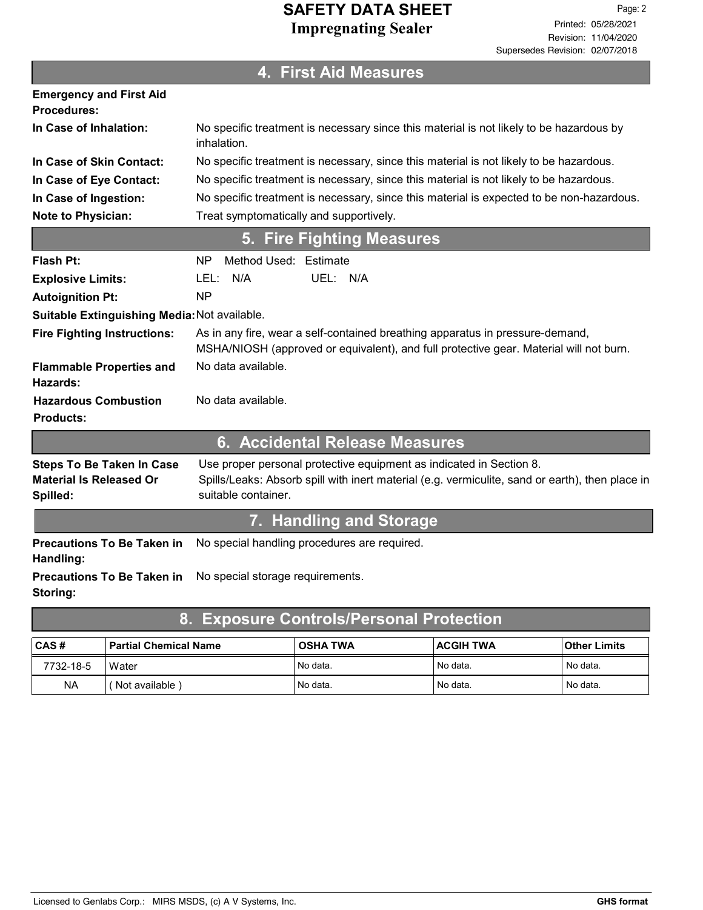## 4. First Aid Measures

**Emergency and First Aid Procedures:**

**In Case of Inhalation:** No specific treatment is necessary since this material is not likely to be hazardous by inhalation.

**In Case of Skin Contact:** No specific treatment is necessary, since this material is not likely to be hazardous.

**In Case of Eye Contact:** No specific treatment is necessary, since this material is not likely to be hazardous.

**In Case of Ingestion:** No specific treatment is necessary, since this material is expected to be non-hazardous.

**Note to Physician:** Treat symptomatically and supportively.

## 5. Fire Fighting Measures

**Flash Pt:** NP Method Used: Estimate

**Explosive Limits:** LEL: N/A UEL: N/A

**Autoignition Pt:** NP

**Suitable Extinguishing Media:** Not available.

**Fire Fighting Instructions:** As in any fire, wear a self-contained breathing apparatus in pressure-demand, MSHA/NIOSH (approved or equivalent), and full protective gear. Material will not burn.

**Flammable Properties and Hazards:** No data available.

**Hazardous Combustion Products:** No data available.

## 6. Accidental Release Measures

**Steps To Be Taken In Case Material Is Released Or Spilled:** Use proper personal protective equipment as indicated in Section 8.
Spills/Leaks: Absorb spill with inert material (e.g. vermiculite, sand or earth), then place in suitable container.

## 7. Handling and Storage

**Precautions To Be Taken in Handling:** No special handling procedures are required.

**Precautions To Be Taken in Storing:** No special storage requirements.

## 8. Exposure Controls/Personal Protection

| CAS # | Partial Chemical Name | OSHA TWA | ACGIH TWA | Other Limits |
|---|---|---|---|---|
| 7732-18-5 | Water | No data. | No data. | No data. |
| NA | ( Not available ) | No data. | No data. | No data. |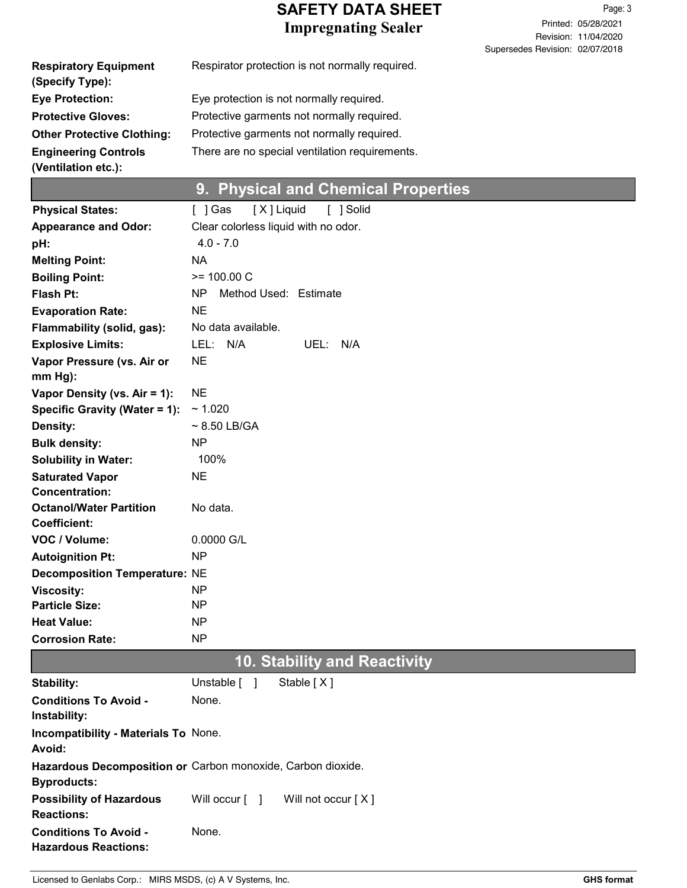| | |
|---|---|
| **Respiratory Equipment (Specify Type):** | Respirator protection is not normally required. |
| **Eye Protection:** | Eye protection is not normally required. |
| **Protective Gloves:** | Protective garments not normally required. |
| **Other Protective Clothing:** | Protective garments not normally required. |
| **Engineering Controls (Ventilation etc.):** | There are no special ventilation requirements. |

## 9. Physical and Chemical Properties

| | |
|---|---|
| **Physical States:** | [ ] Gas [X] Liquid [ ] Solid |
| **Appearance and Odor:** | Clear colorless liquid with no odor. |
| **pH:** | 4.0 - 7.0 |
| **Melting Point:** | NA |
| **Boiling Point:** | >= 100.00 C |
| **Flash Pt:** | NP Method Used: Estimate |
| **Evaporation Rate:** | NE |
| **Flammability (solid, gas):** | No data available. |
| **Explosive Limits:** | LEL: N/A UEL: N/A |
| **Vapor Pressure (vs. Air or mm Hg):** | NE |
| **Vapor Density (vs. Air = 1):** | NE |
| **Specific Gravity (Water = 1):** | ~ 1.020 |
| **Density:** | ~ 8.50 LB/GA |
| **Bulk density:** | NP |
| **Solubility in Water:** | 100% |
| **Saturated Vapor Concentration:** | NE |
| **Octanol/Water Partition Coefficient:** | No data. |
| **VOC / Volume:** | 0.0000 G/L |
| **Autoignition Pt:** | NP |
| **Decomposition Temperature:** | NE |
| **Viscosity:** | NP |
| **Particle Size:** | NP |
| **Heat Value:** | NP |
| **Corrosion Rate:** | NP |

## 10. Stability and Reactivity

| | |
|---|---|
| **Stability:** | Unstable [ ] Stable [X] |
| **Conditions To Avoid - Instability:** | None. |
| **Incompatibility - Materials To Avoid:** | None. |
| **Hazardous Decomposition or Byproducts:** | Carbon monoxide, Carbon dioxide. |
| **Possibility of Hazardous Reactions:** | Will occur [ ] Will not occur [X] |
| **Conditions To Avoid - Hazardous Reactions:** | None. |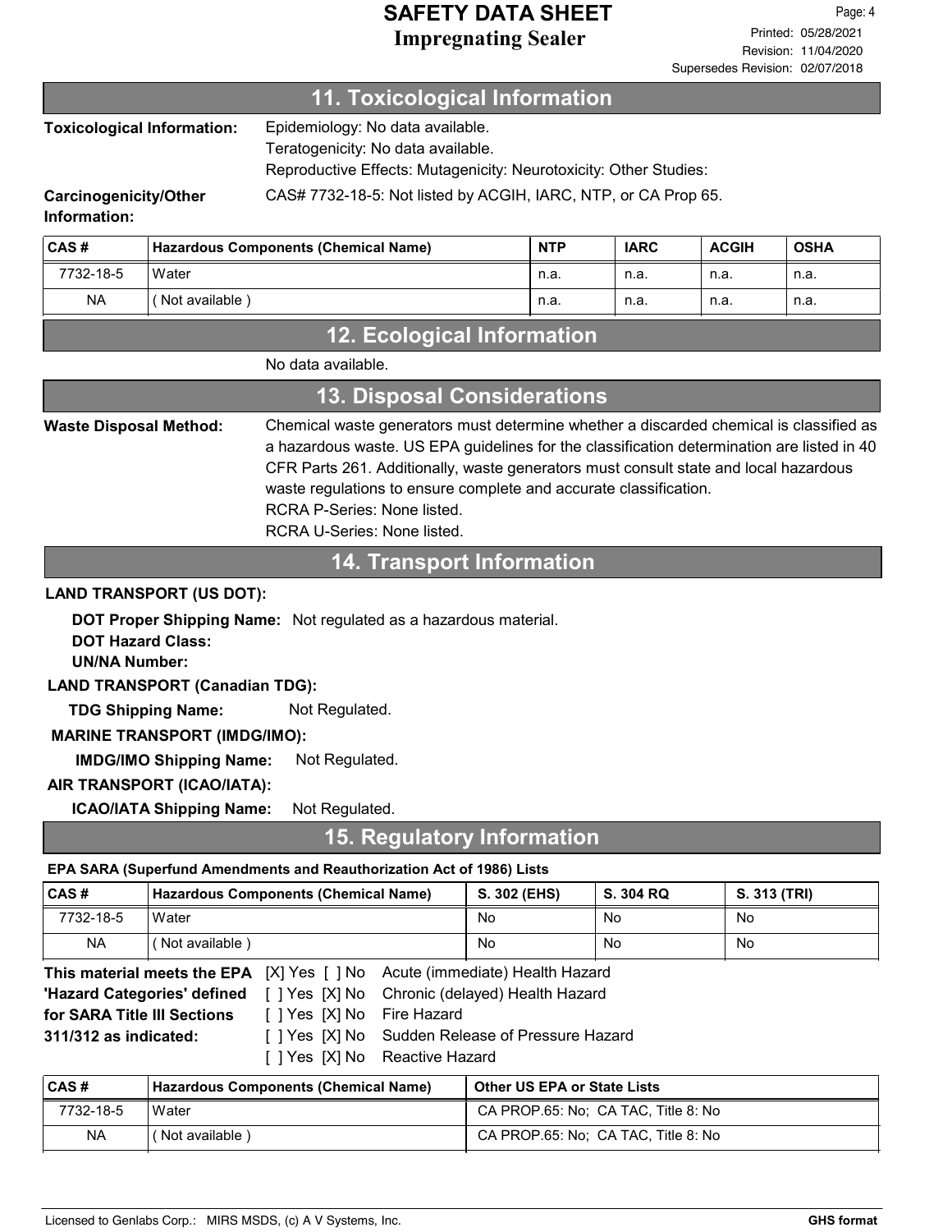## 11. Toxicological Information

**Toxicological Information:** Epidemiology: No data available.
Teratogenicity: No data available.
Reproductive Effects: Mutagenicity: Neurotoxicity: Other Studies:

**Carcinogenicity/Other Information:** CAS# 7732-18-5: Not listed by ACGIH, IARC, NTP, or CA Prop 65.

| CAS # | Hazardous Components (Chemical Name) | NTP | IARC | ACGIH | OSHA |
|---|---|---|---|---|---|
| 7732-18-5 | Water | n.a. | n.a. | n.a. | n.a. |
| NA | ( Not available ) | n.a. | n.a. | n.a. | n.a. |

## 12. Ecological Information

No data available.

## 13. Disposal Considerations

**Waste Disposal Method:** Chemical waste generators must determine whether a discarded chemical is classified as a hazardous waste. US EPA guidelines for the classification determination are listed in 40 CFR Parts 261. Additionally, waste generators must consult state and local hazardous waste regulations to ensure complete and accurate classification.
RCRA P-Series: None listed.
RCRA U-Series: None listed.

## 14. Transport Information

**LAND TRANSPORT (US DOT):**

**DOT Proper Shipping Name:** Not regulated as a hazardous material.
**DOT Hazard Class:**
**UN/NA Number:**

**LAND TRANSPORT (Canadian TDG):**

**TDG Shipping Name:** Not Regulated.

**MARINE TRANSPORT (IMDG/IMO):**

**IMDG/IMO Shipping Name:** Not Regulated.

**AIR TRANSPORT (ICAO/IATA):**

**ICAO/IATA Shipping Name:** Not Regulated.

## 15. Regulatory Information

**EPA SARA (Superfund Amendments and Reauthorization Act of 1986) Lists**

| CAS # | Hazardous Components (Chemical Name) | S. 302 (EHS) | S. 304 RQ | S. 313 (TRI) |
|---|---|---|---|---|
| 7732-18-5 | Water | No | No | No |
| NA | ( Not available ) | No | No | No |

**This material meets the EPA 'Hazard Categories' defined for SARA Title III Sections 311/312 as indicated:**

[X] Yes [ ] No Acute (immediate) Health Hazard
[ ] Yes [X] No Chronic (delayed) Health Hazard
[ ] Yes [X] No Fire Hazard
[ ] Yes [X] No Sudden Release of Pressure Hazard
[ ] Yes [X] No Reactive Hazard

| CAS # | Hazardous Components (Chemical Name) | Other US EPA or State Lists |
|---|---|---|
| 7732-18-5 | Water | CA PROP.65: No; CA TAC, Title 8: No |
| NA | ( Not available ) | CA PROP.65: No; CA TAC, Title 8: No |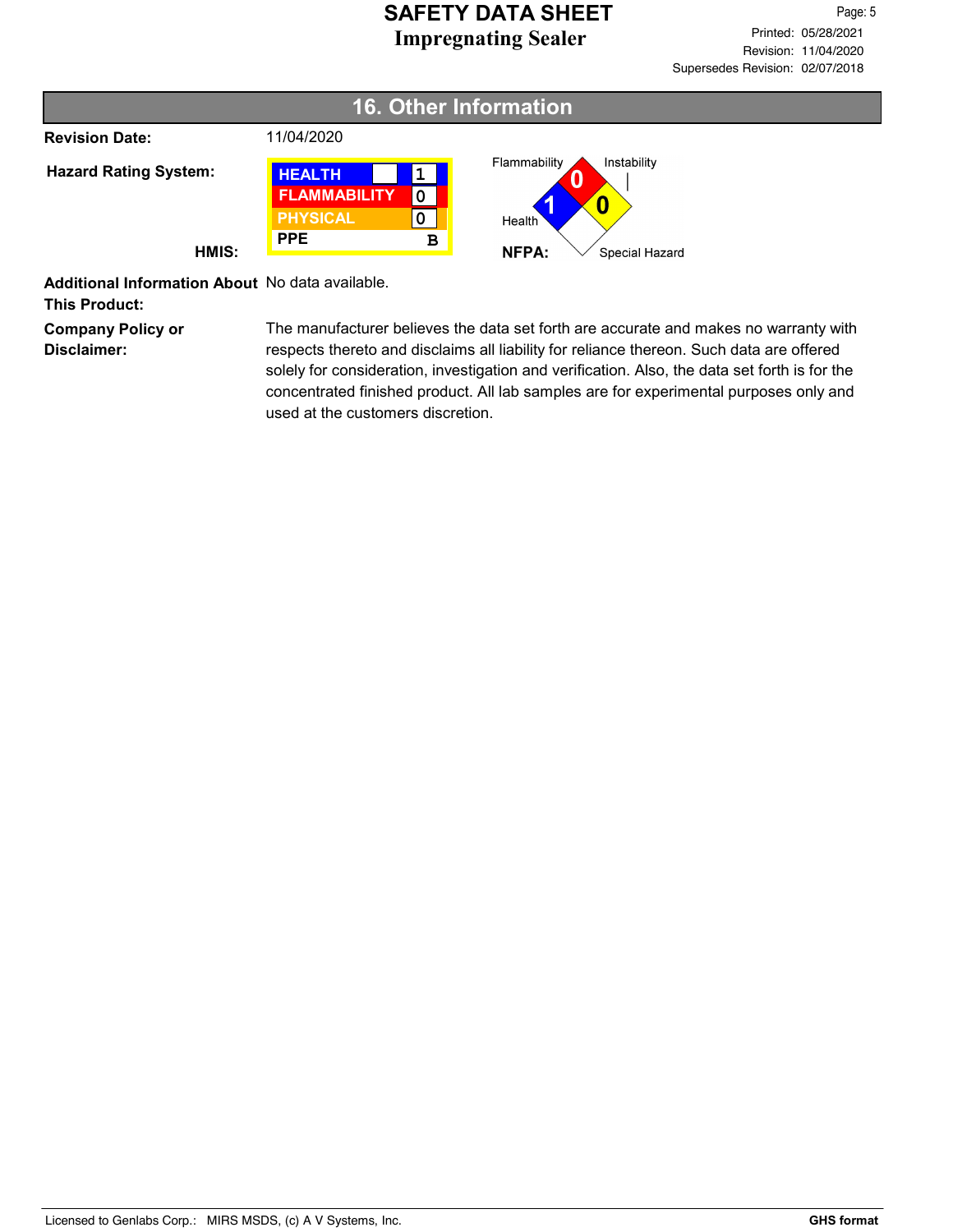## 16. Other Information

**Revision Date:** 11/04/2020

**Hazard Rating System:**

**HMIS:**

| | |
|---|---|
| HEALTH | 1 |
| FLAMMABILITY | 0 |
| PHYSICAL | 0 |
| PPE | B |

**NFPA:**

Flammability 0

Instability 0

Health 1

Special Hazard

**Additional Information About This Product:** No data available.

**Company Policy or Disclaimer:** The manufacturer believes the data set forth are accurate and makes no warranty with respects thereto and disclaims all liability for reliance thereon. Such data are offered solely for consideration, investigation and verification. Also, the data set forth is for the concentrated finished product. All lab samples are for experimental purposes only and used at the customers discretion.